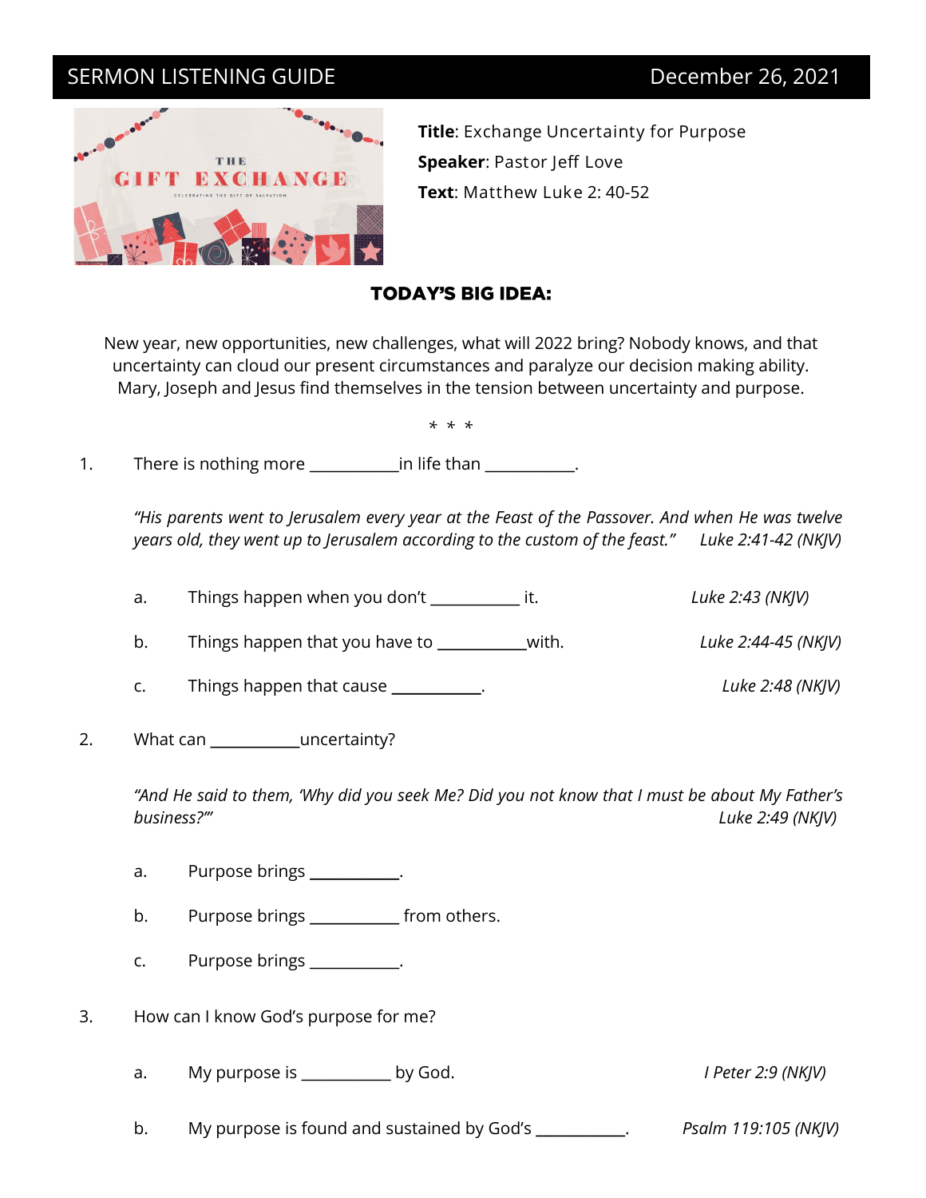# SERMON LISTENING GUIDE

December 26, 2021

**Title**: Exchange Uncertainty for Purpose
**Speaker**: Pastor Jeff Love
**Text**: Matthew Luke 2: 40-52

## TODAY'S BIG IDEA:

New year, new opportunities, new challenges, what will 2022 bring? Nobody knows, and that uncertainty can cloud our present circumstances and paralyze our decision making ability. Mary, Joseph and Jesus find themselves in the tension between uncertainty and purpose.

\* \* \*

1. There is nothing more ___________in life than ___________.

   *"His parents went to Jerusalem every year at the Feast of the Passover. And when He was twelve years old, they went up to Jerusalem according to the custom of the feast."* *Luke 2:41-42 (NKJV)*

   a. Things happen when you don't ___________ it. *Luke 2:43 (NKJV)*

   b. Things happen that you have to ___________with. *Luke 2:44-45 (NKJV)*

   c. Things happen that cause ___________. *Luke 2:48 (NKJV)*

2. What can ___________uncertainty?

   *"And He said to them, 'Why did you seek Me? Did you not know that I must be about My Father's business?'"* *Luke 2:49 (NKJV)*

   a. Purpose brings ___________.

   b. Purpose brings ___________ from others.

   c. Purpose brings ___________.

3. How can I know God's purpose for me?

   a. My purpose is ___________ by God. *I Peter 2:9 (NKJV)*

   b. My purpose is found and sustained by God's ___________. *Psalm 119:105 (NKJV)*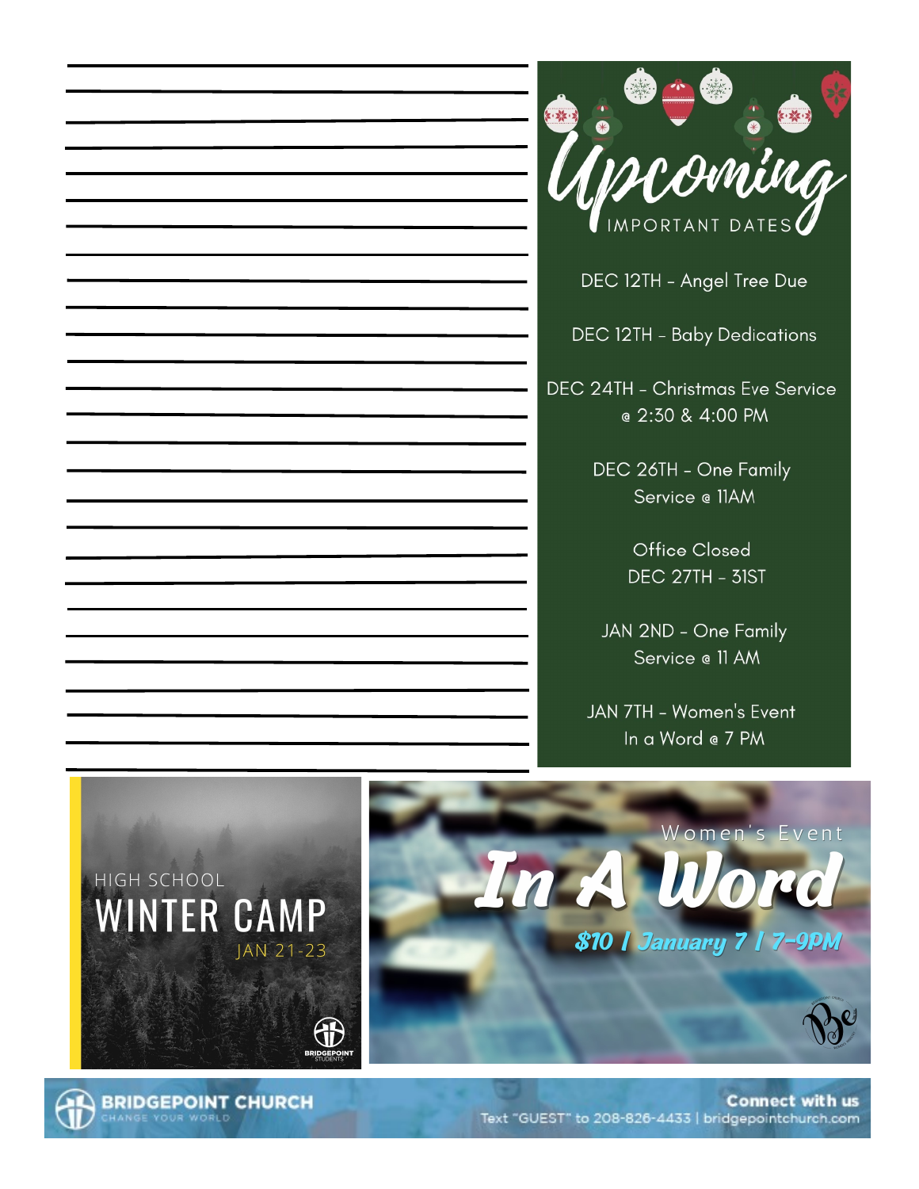## Upcoming

IMPORTANT DATES

DEC 12TH - Angel Tree Due

DEC 12TH - Baby Dedications

DEC 24TH - Christmas Eve Service @ 2:30 & 4:00 PM

DEC 26TH - One Family Service @ 11AM

Office Closed DEC 27TH - 31ST

JAN 2ND - One Family Service @ 11 AM

JAN 7TH - Women's Event In a Word @ 7 PM

HIGH SCHOOL

WINTER CAMP

JAN 21-23

BRIDGEPOINT STUDENTS

Women's Event

**In A Word**

**$10 | January 7 | 7-9PM**

Be

BRIDGEPOINT CHURCH

CHANGE YOUR WORLD

**Connect with us**

Text "GUEST" to 208-826-4433 | bridgepointchurch.com